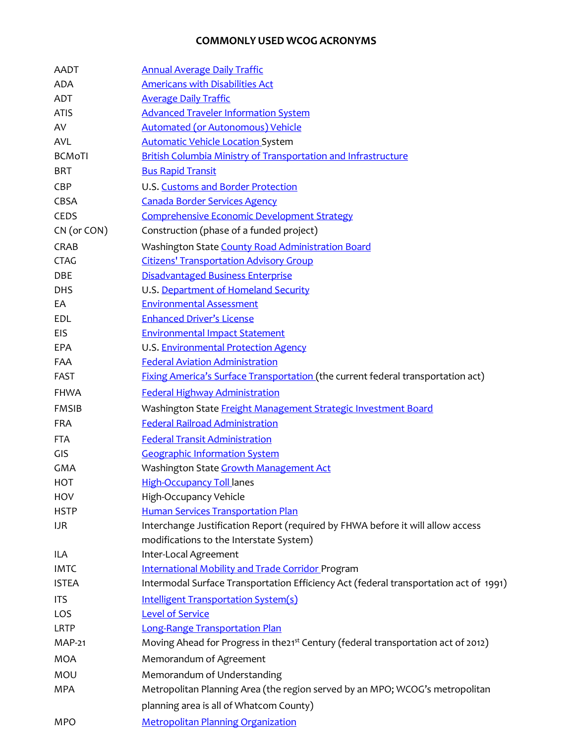# COMMONLY USED WCOG ACRONYMS

| | |
|---|---|
| AADT | Annual Average Daily Traffic |
| ADA | Americans with Disabilities Act |
| ADT | Average Daily Traffic |
| ATIS | Advanced Traveler Information System |
| AV | Automated (or Autonomous) Vehicle |
| AVL | Automatic Vehicle Location System |
| BCMoTI | British Columbia Ministry of Transportation and Infrastructure |
| BRT | Bus Rapid Transit |
| CBP | U.S. Customs and Border Protection |
| CBSA | Canada Border Services Agency |
| CEDS | Comprehensive Economic Development Strategy |
| CN (or CON) | Construction (phase of a funded project) |
| CRAB | Washington State County Road Administration Board |
| CTAG | Citizens' Transportation Advisory Group |
| DBE | Disadvantaged Business Enterprise |
| DHS | U.S. Department of Homeland Security |
| EA | Environmental Assessment |
| EDL | Enhanced Driver's License |
| EIS | Environmental Impact Statement |
| EPA | U.S. Environmental Protection Agency |
| FAA | Federal Aviation Administration |
| FAST | Fixing America's Surface Transportation (the current federal transportation act) |
| FHWA | Federal Highway Administration |
| FMSIB | Washington State Freight Management Strategic Investment Board |
| FRA | Federal Railroad Administration |
| FTA | Federal Transit Administration |
| GIS | Geographic Information System |
| GMA | Washington State Growth Management Act |
| HOT | High-Occupancy Toll lanes |
| HOV | High-Occupancy Vehicle |
| HSTP | Human Services Transportation Plan |
| IJR | Interchange Justification Report (required by FHWA before it will allow access modifications to the Interstate System) |
| ILA | Inter-Local Agreement |
| IMTC | International Mobility and Trade Corridor Program |
| ISTEA | Intermodal Surface Transportation Efficiency Act (federal transportation act of 1991) |
| ITS | Intelligent Transportation System(s) |
| LOS | Level of Service |
| LRTP | Long-Range Transportation Plan |
| MAP-21 | Moving Ahead for Progress in the21st Century (federal transportation act of 2012) |
| MOA | Memorandum of Agreement |
| MOU | Memorandum of Understanding |
| MPA | Metropolitan Planning Area (the region served by an MPO; WCOG's metropolitan planning area is all of Whatcom County) |
| MPO | Metropolitan Planning Organization |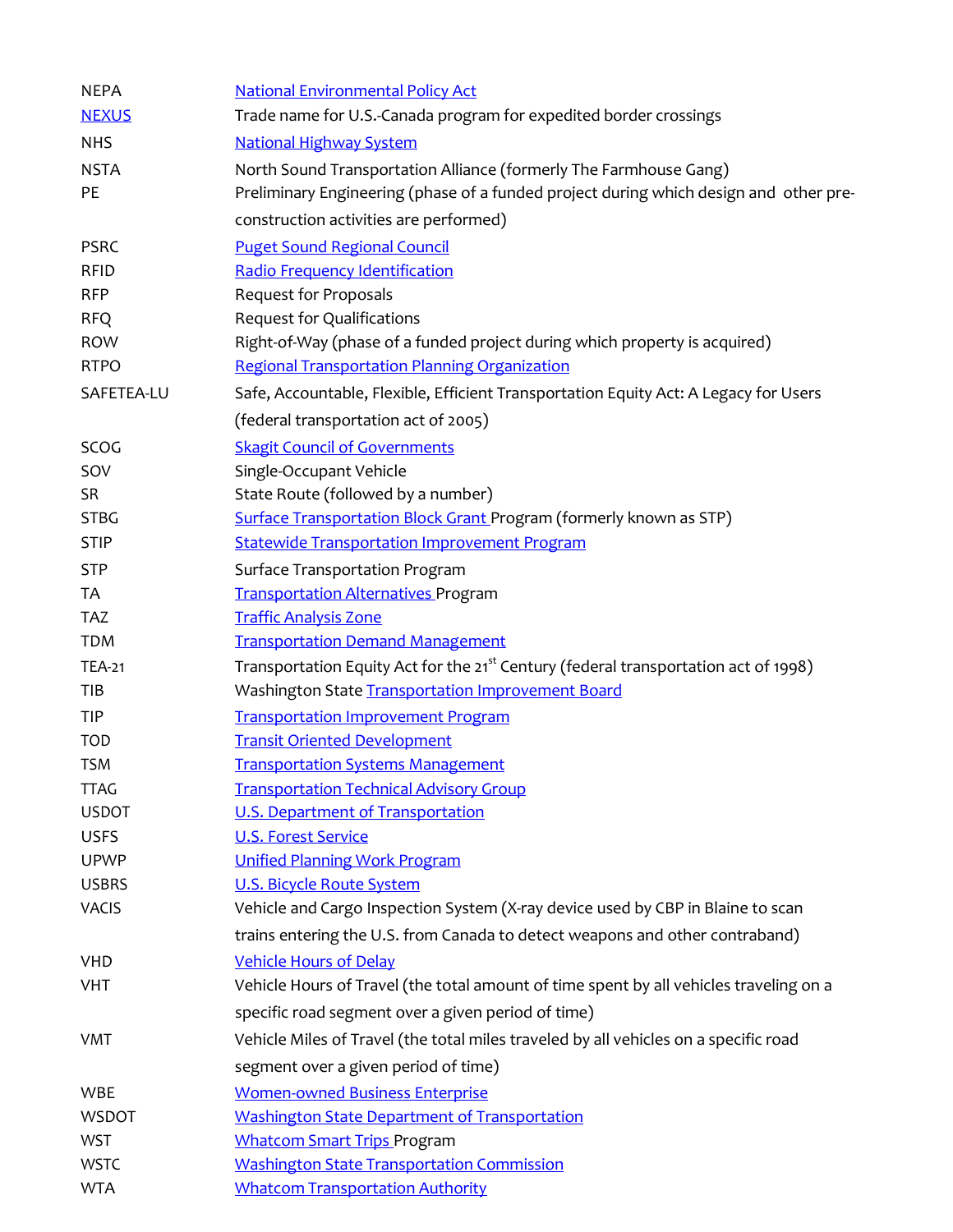| | |
|---|---|
| NEPA | National Environmental Policy Act |
| NEXUS | Trade name for U.S.-Canada program for expedited border crossings |
| NHS | National Highway System |
| NSTA | North Sound Transportation Alliance (formerly The Farmhouse Gang) |
| PE | Preliminary Engineering (phase of a funded project during which design and other pre-construction activities are performed) |
| PSRC | Puget Sound Regional Council |
| RFID | Radio Frequency Identification |
| RFP | Request for Proposals |
| RFQ | Request for Qualifications |
| ROW | Right-of-Way (phase of a funded project during which property is acquired) |
| RTPO | Regional Transportation Planning Organization |
| SAFETEA-LU | Safe, Accountable, Flexible, Efficient Transportation Equity Act: A Legacy for Users (federal transportation act of 2005) |
| SCOG | Skagit Council of Governments |
| SOV | Single-Occupant Vehicle |
| SR | State Route (followed by a number) |
| STBG | Surface Transportation Block Grant Program (formerly known as STP) |
| STIP | Statewide Transportation Improvement Program |
| STP | Surface Transportation Program |
| TA | Transportation Alternatives Program |
| TAZ | Traffic Analysis Zone |
| TDM | Transportation Demand Management |
| TEA-21 | Transportation Equity Act for the 21st Century (federal transportation act of 1998) |
| TIB | Washington State Transportation Improvement Board |
| TIP | Transportation Improvement Program |
| TOD | Transit Oriented Development |
| TSM | Transportation Systems Management |
| TTAG | Transportation Technical Advisory Group |
| USDOT | U.S. Department of Transportation |
| USFS | U.S. Forest Service |
| UPWP | Unified Planning Work Program |
| USBRS | U.S. Bicycle Route System |
| VACIS | Vehicle and Cargo Inspection System (X-ray device used by CBP in Blaine to scan trains entering the U.S. from Canada to detect weapons and other contraband) |
| VHD | Vehicle Hours of Delay |
| VHT | Vehicle Hours of Travel (the total amount of time spent by all vehicles traveling on a specific road segment over a given period of time) |
| VMT | Vehicle Miles of Travel (the total miles traveled by all vehicles on a specific road segment over a given period of time) |
| WBE | Women-owned Business Enterprise |
| WSDOT | Washington State Department of Transportation |
| WST | Whatcom Smart Trips Program |
| WSTC | Washington State Transportation Commission |
| WTA | Whatcom Transportation Authority |